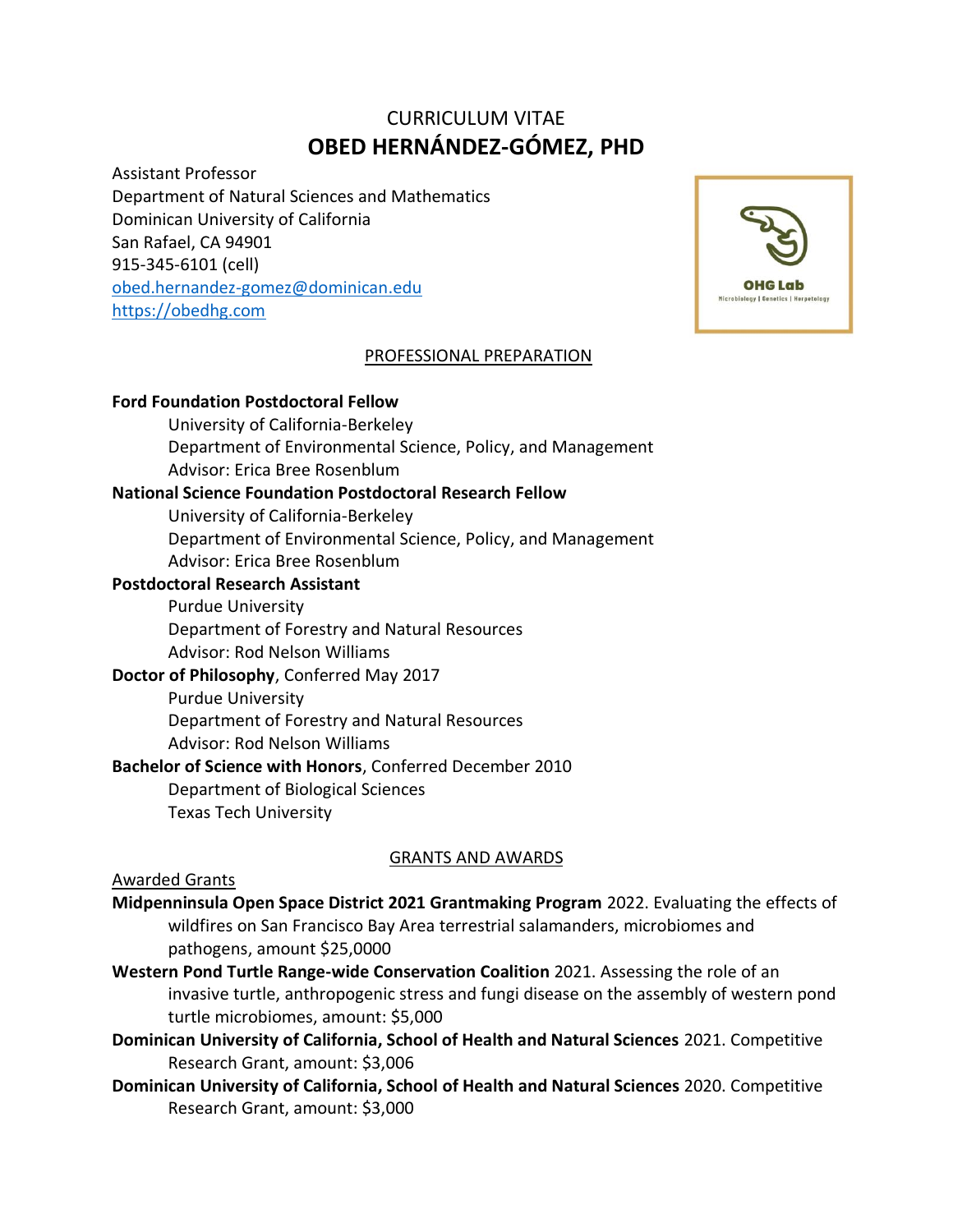# CURRICULUM VITAE
# OBED HERNÁNDEZ-GÓMEZ, PHD

Assistant Professor
Department of Natural Sciences and Mathematics
Dominican University of California
San Rafael, CA 94901
915-345-6101 (cell)
obed.hernandez-gomez@dominican.edu
https://obedhg.com

## PROFESSIONAL PREPARATION

**Ford Foundation Postdoctoral Fellow**
University of California-Berkeley
Department of Environmental Science, Policy, and Management
Advisor: Erica Bree Rosenblum

**National Science Foundation Postdoctoral Research Fellow**
University of California-Berkeley
Department of Environmental Science, Policy, and Management
Advisor: Erica Bree Rosenblum

**Postdoctoral Research Assistant**
Purdue University
Department of Forestry and Natural Resources
Advisor: Rod Nelson Williams

**Doctor of Philosophy**, Conferred May 2017
Purdue University
Department of Forestry and Natural Resources
Advisor: Rod Nelson Williams

**Bachelor of Science with Honors**, Conferred December 2010
Department of Biological Sciences
Texas Tech University

## GRANTS AND AWARDS

### Awarded Grants

**Midpenninsula Open Space District 2021 Grantmaking Program** 2022. Evaluating the effects of wildfires on San Francisco Bay Area terrestrial salamanders, microbiomes and pathogens, amount $25,0000

**Western Pond Turtle Range-wide Conservation Coalition** 2021. Assessing the role of an invasive turtle, anthropogenic stress and fungi disease on the assembly of western pond turtle microbiomes, amount: $5,000

**Dominican University of California, School of Health and Natural Sciences** 2021. Competitive Research Grant, amount: $3,006

**Dominican University of California, School of Health and Natural Sciences** 2020. Competitive Research Grant, amount: $3,000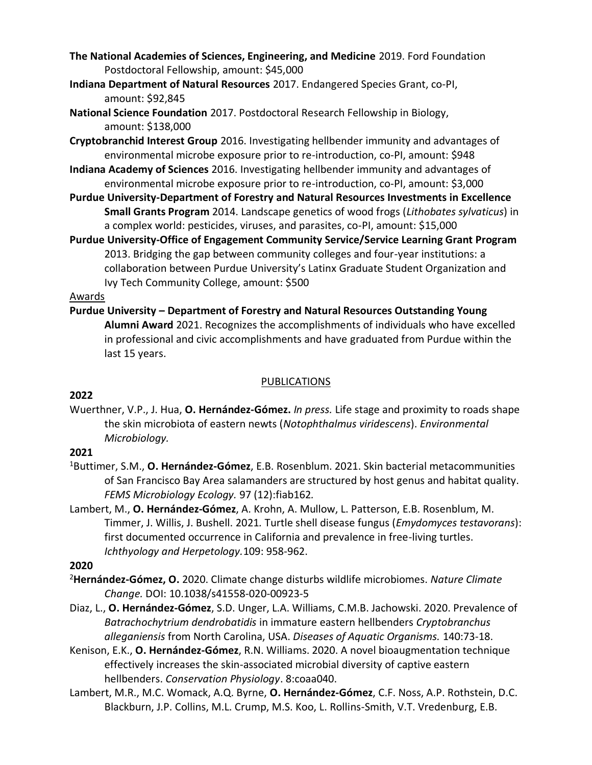**The National Academies of Sciences, Engineering, and Medicine** 2019. Ford Foundation Postdoctoral Fellowship, amount: $45,000

**Indiana Department of Natural Resources** 2017. Endangered Species Grant, co-PI, amount: $92,845

**National Science Foundation** 2017. Postdoctoral Research Fellowship in Biology, amount: $138,000

**Cryptobranchid Interest Group** 2016. Investigating hellbender immunity and advantages of environmental microbe exposure prior to re-introduction, co-PI, amount: $948

**Indiana Academy of Sciences** 2016. Investigating hellbender immunity and advantages of environmental microbe exposure prior to re-introduction, co-PI, amount: $3,000

**Purdue University-Department of Forestry and Natural Resources Investments in Excellence Small Grants Program** 2014. Landscape genetics of wood frogs (*Lithobates sylvaticus*) in a complex world: pesticides, viruses, and parasites, co-PI, amount: $15,000

**Purdue University-Office of Engagement Community Service/Service Learning Grant Program** 2013. Bridging the gap between community colleges and four-year institutions: a collaboration between Purdue University's Latinx Graduate Student Organization and Ivy Tech Community College, amount: $500

Awards

**Purdue University – Department of Forestry and Natural Resources Outstanding Young Alumni Award** 2021. Recognizes the accomplishments of individuals who have excelled in professional and civic accomplishments and have graduated from Purdue within the last 15 years.

## PUBLICATIONS

**2022**

Wuerthner, V.P., J. Hua, **O. Hernández-Gómez.** *In press.* Life stage and proximity to roads shape the skin microbiota of eastern newts (*Notophthalmus viridescens*). *Environmental Microbiology.*

**2021**

[1]Buttimer, S.M., **O. Hernández-Gómez**, E.B. Rosenblum. 2021. Skin bacterial metacommunities of San Francisco Bay Area salamanders are structured by host genus and habitat quality. *FEMS Microbiology Ecology.* 97 (12):fiab162.

Lambert, M., **O. Hernández-Gómez**, A. Krohn, A. Mullow, L. Patterson, E.B. Rosenblum, M. Timmer, J. Willis, J. Bushell. 2021. Turtle shell disease fungus (*Emydomyces testavorans*): first documented occurrence in California and prevalence in free-living turtles. *Ichthyology and Herpetology.*109: 958-962.

**2020**

[2]**Hernández-Gómez, O.** 2020. Climate change disturbs wildlife microbiomes. *Nature Climate Change.* DOI: 10.1038/s41558-020-00923-5

Diaz, L., **O. Hernández-Gómez**, S.D. Unger, L.A. Williams, C.M.B. Jachowski. 2020. Prevalence of *Batrachochytrium dendrobatidis* in immature eastern hellbenders *Cryptobranchus alleganiensis* from North Carolina, USA. *Diseases of Aquatic Organisms.* 140:73-18.

Kenison, E.K., **O. Hernández-Gómez**, R.N. Williams. 2020. A novel bioaugmentation technique effectively increases the skin-associated microbial diversity of captive eastern hellbenders. *Conservation Physiology*. 8:coaa040.

Lambert, M.R., M.C. Womack, A.Q. Byrne, **O. Hernández-Gómez**, C.F. Noss, A.P. Rothstein, D.C. Blackburn, J.P. Collins, M.L. Crump, M.S. Koo, L. Rollins-Smith, V.T. Vredenburg, E.B.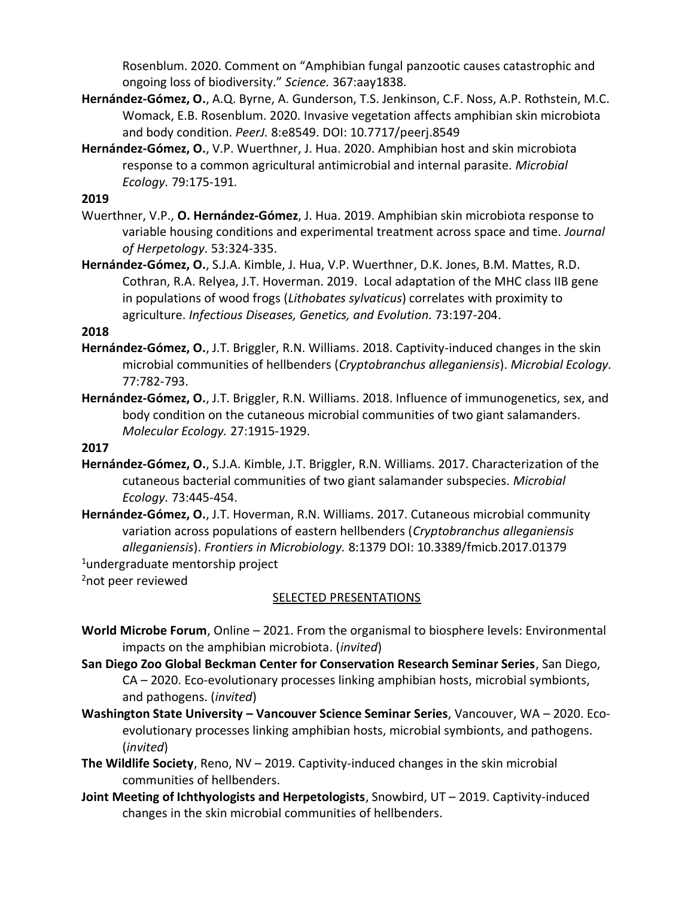Rosenblum. 2020. Comment on "Amphibian fungal panzootic causes catastrophic and ongoing loss of biodiversity." *Science.* 367:aay1838.

**Hernández-Gómez, O.**, A.Q. Byrne, A. Gunderson, T.S. Jenkinson, C.F. Noss, A.P. Rothstein, M.C. Womack, E.B. Rosenblum. 2020. Invasive vegetation affects amphibian skin microbiota and body condition. *PeerJ.* 8:e8549. DOI: 10.7717/peerj.8549

**Hernández-Gómez, O.**, V.P. Wuerthner, J. Hua. 2020. Amphibian host and skin microbiota response to a common agricultural antimicrobial and internal parasite. *Microbial Ecology.* 79:175-191.

**2019**

Wuerthner, V.P., **O. Hernández-Gómez**, J. Hua. 2019. Amphibian skin microbiota response to variable housing conditions and experimental treatment across space and time. *Journal of Herpetology.* 53:324-335.

**Hernández-Gómez, O.**, S.J.A. Kimble, J. Hua, V.P. Wuerthner, D.K. Jones, B.M. Mattes, R.D. Cothran, R.A. Relyea, J.T. Hoverman. 2019. Local adaptation of the MHC class IIB gene in populations of wood frogs (*Lithobates sylvaticus*) correlates with proximity to agriculture. *Infectious Diseases, Genetics, and Evolution.* 73:197-204.

**2018**

**Hernández-Gómez, O.**, J.T. Briggler, R.N. Williams. 2018. Captivity-induced changes in the skin microbial communities of hellbenders (*Cryptobranchus alleganiensis*). *Microbial Ecology.* 77:782-793.

**Hernández-Gómez, O.**, J.T. Briggler, R.N. Williams. 2018. Influence of immunogenetics, sex, and body condition on the cutaneous microbial communities of two giant salamanders. *Molecular Ecology.* 27:1915-1929.

**2017**

**Hernández-Gómez, O.**, S.J.A. Kimble, J.T. Briggler, R.N. Williams. 2017. Characterization of the cutaneous bacterial communities of two giant salamander subspecies. *Microbial Ecology.* 73:445-454.

**Hernández-Gómez, O.**, J.T. Hoverman, R.N. Williams. 2017. Cutaneous microbial community variation across populations of eastern hellbenders (*Cryptobranchus alleganiensis alleganiensis*). *Frontiers in Microbiology.* 8:1379 DOI: 10.3389/fmicb.2017.01379

[1]undergraduate mentorship project

[2]not peer reviewed

## SELECTED PRESENTATIONS

**World Microbe Forum**, Online – 2021. From the organismal to biosphere levels: Environmental impacts on the amphibian microbiota. (*invited*)

**San Diego Zoo Global Beckman Center for Conservation Research Seminar Series**, San Diego, CA – 2020. Eco-evolutionary processes linking amphibian hosts, microbial symbionts, and pathogens. (*invited*)

**Washington State University – Vancouver Science Seminar Series**, Vancouver, WA – 2020. Eco-evolutionary processes linking amphibian hosts, microbial symbionts, and pathogens. (*invited*)

**The Wildlife Society**, Reno, NV – 2019. Captivity-induced changes in the skin microbial communities of hellbenders.

**Joint Meeting of Ichthyologists and Herpetologists**, Snowbird, UT – 2019. Captivity-induced changes in the skin microbial communities of hellbenders.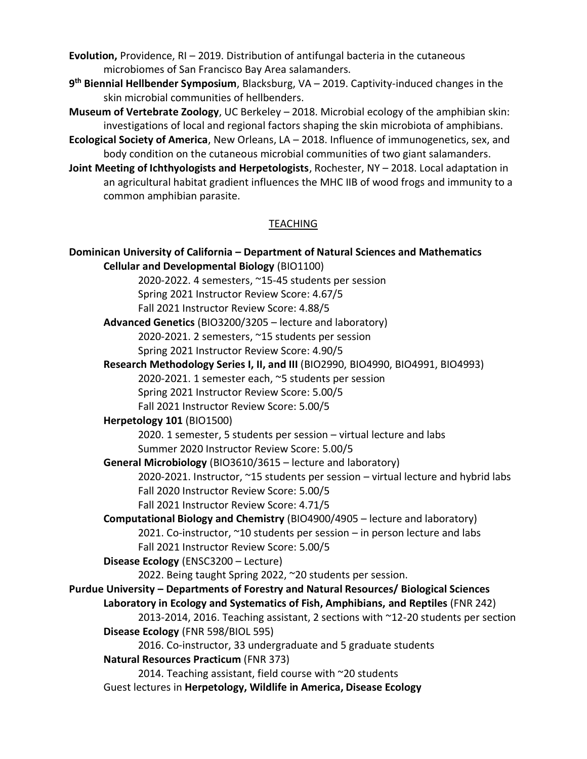**Evolution,** Providence, RI – 2019. Distribution of antifungal bacteria in the cutaneous microbiomes of San Francisco Bay Area salamanders.

**9th Biennial Hellbender Symposium**, Blacksburg, VA – 2019. Captivity-induced changes in the skin microbial communities of hellbenders.

**Museum of Vertebrate Zoology**, UC Berkeley – 2018. Microbial ecology of the amphibian skin: investigations of local and regional factors shaping the skin microbiota of amphibians.

**Ecological Society of America**, New Orleans, LA – 2018. Influence of immunogenetics, sex, and body condition on the cutaneous microbial communities of two giant salamanders.

**Joint Meeting of Ichthyologists and Herpetologists**, Rochester, NY – 2018. Local adaptation in an agricultural habitat gradient influences the MHC IIB of wood frogs and immunity to a common amphibian parasite.

## TEACHING

**Dominican University of California – Department of Natural Sciences and Mathematics**

- **Cellular and Developmental Biology** (BIO1100)
  - 2020-2022. 4 semesters, ~15-45 students per session
  - Spring 2021 Instructor Review Score: 4.67/5
  - Fall 2021 Instructor Review Score: 4.88/5
- **Advanced Genetics** (BIO3200/3205 – lecture and laboratory)
  - 2020-2021. 2 semesters, ~15 students per session
  - Spring 2021 Instructor Review Score: 4.90/5
- **Research Methodology Series I, II, and III** (BIO2990, BIO4990, BIO4991, BIO4993)
  - 2020-2021. 1 semester each, ~5 students per session
  - Spring 2021 Instructor Review Score: 5.00/5
  - Fall 2021 Instructor Review Score: 5.00/5
- **Herpetology 101** (BIO1500)
  - 2020. 1 semester, 5 students per session – virtual lecture and labs
  - Summer 2020 Instructor Review Score: 5.00/5
- **General Microbiology** (BIO3610/3615 – lecture and laboratory)
  - 2020-2021. Instructor, ~15 students per session – virtual lecture and hybrid labs
  - Fall 2020 Instructor Review Score: 5.00/5
  - Fall 2021 Instructor Review Score: 4.71/5
- **Computational Biology and Chemistry** (BIO4900/4905 – lecture and laboratory)
  - 2021. Co-instructor, ~10 students per session – in person lecture and labs
  - Fall 2021 Instructor Review Score: 5.00/5
- **Disease Ecology** (ENSC3200 – Lecture)
  - 2022. Being taught Spring 2022, ~20 students per session.

**Purdue University – Departments of Forestry and Natural Resources/ Biological Sciences**

- **Laboratory in Ecology and Systematics of Fish, Amphibians, and Reptiles** (FNR 242)
  - 2013-2014, 2016. Teaching assistant, 2 sections with ~12-20 students per section
- **Disease Ecology** (FNR 598/BIOL 595)
  - 2016. Co-instructor, 33 undergraduate and 5 graduate students
- **Natural Resources Practicum** (FNR 373)
  - 2014. Teaching assistant, field course with ~20 students
- Guest lectures in **Herpetology, Wildlife in America, Disease Ecology**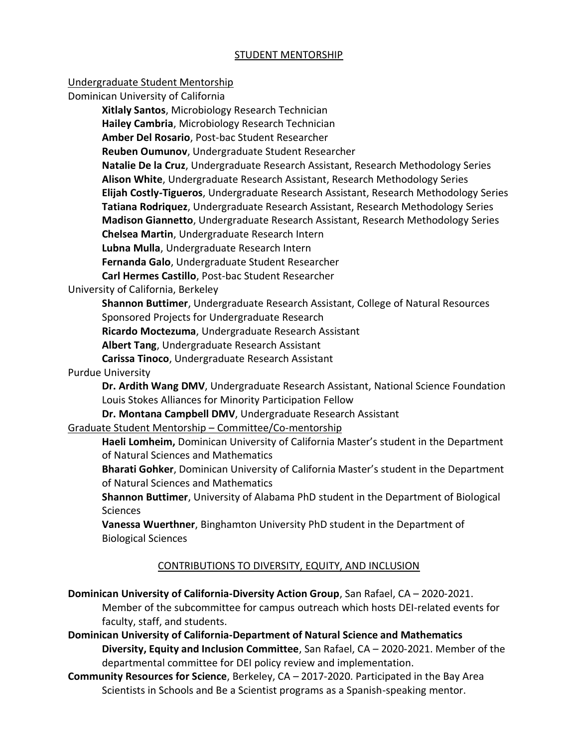## STUDENT MENTORSHIP

### Undergraduate Student Mentorship

Dominican University of California

- **Xitlaly Santos**, Microbiology Research Technician
- **Hailey Cambria**, Microbiology Research Technician
- **Amber Del Rosario**, Post-bac Student Researcher
- **Reuben Oumunov**, Undergraduate Student Researcher
- **Natalie De la Cruz**, Undergraduate Research Assistant, Research Methodology Series
- **Alison White**, Undergraduate Research Assistant, Research Methodology Series
- **Elijah Costly-Tigueros**, Undergraduate Research Assistant, Research Methodology Series
- **Tatiana Rodriquez**, Undergraduate Research Assistant, Research Methodology Series
- **Madison Giannetto**, Undergraduate Research Assistant, Research Methodology Series
- **Chelsea Martin**, Undergraduate Research Intern
- **Lubna Mulla**, Undergraduate Research Intern
- **Fernanda Galo**, Undergraduate Student Researcher
- **Carl Hermes Castillo**, Post-bac Student Researcher

University of California, Berkeley

- **Shannon Buttimer**, Undergraduate Research Assistant, College of Natural Resources Sponsored Projects for Undergraduate Research
- **Ricardo Moctezuma**, Undergraduate Research Assistant
- **Albert Tang**, Undergraduate Research Assistant
- **Carissa Tinoco**, Undergraduate Research Assistant

Purdue University

- **Dr. Ardith Wang DMV**, Undergraduate Research Assistant, National Science Foundation Louis Stokes Alliances for Minority Participation Fellow
- **Dr. Montana Campbell DMV**, Undergraduate Research Assistant

### Graduate Student Mentorship – Committee/Co-mentorship

- **Haeli Lomheim,** Dominican University of California Master's student in the Department of Natural Sciences and Mathematics
- **Bharati Gohker**, Dominican University of California Master's student in the Department of Natural Sciences and Mathematics
- **Shannon Buttimer**, University of Alabama PhD student in the Department of Biological Sciences
- **Vanessa Wuerthner**, Binghamton University PhD student in the Department of Biological Sciences

## CONTRIBUTIONS TO DIVERSITY, EQUITY, AND INCLUSION

**Dominican University of California-Diversity Action Group**, San Rafael, CA – 2020-2021. Member of the subcommittee for campus outreach which hosts DEI-related events for faculty, staff, and students.

**Dominican University of California-Department of Natural Science and Mathematics Diversity, Equity and Inclusion Committee**, San Rafael, CA – 2020-2021. Member of the departmental committee for DEI policy review and implementation.

**Community Resources for Science**, Berkeley, CA – 2017-2020. Participated in the Bay Area Scientists in Schools and Be a Scientist programs as a Spanish-speaking mentor.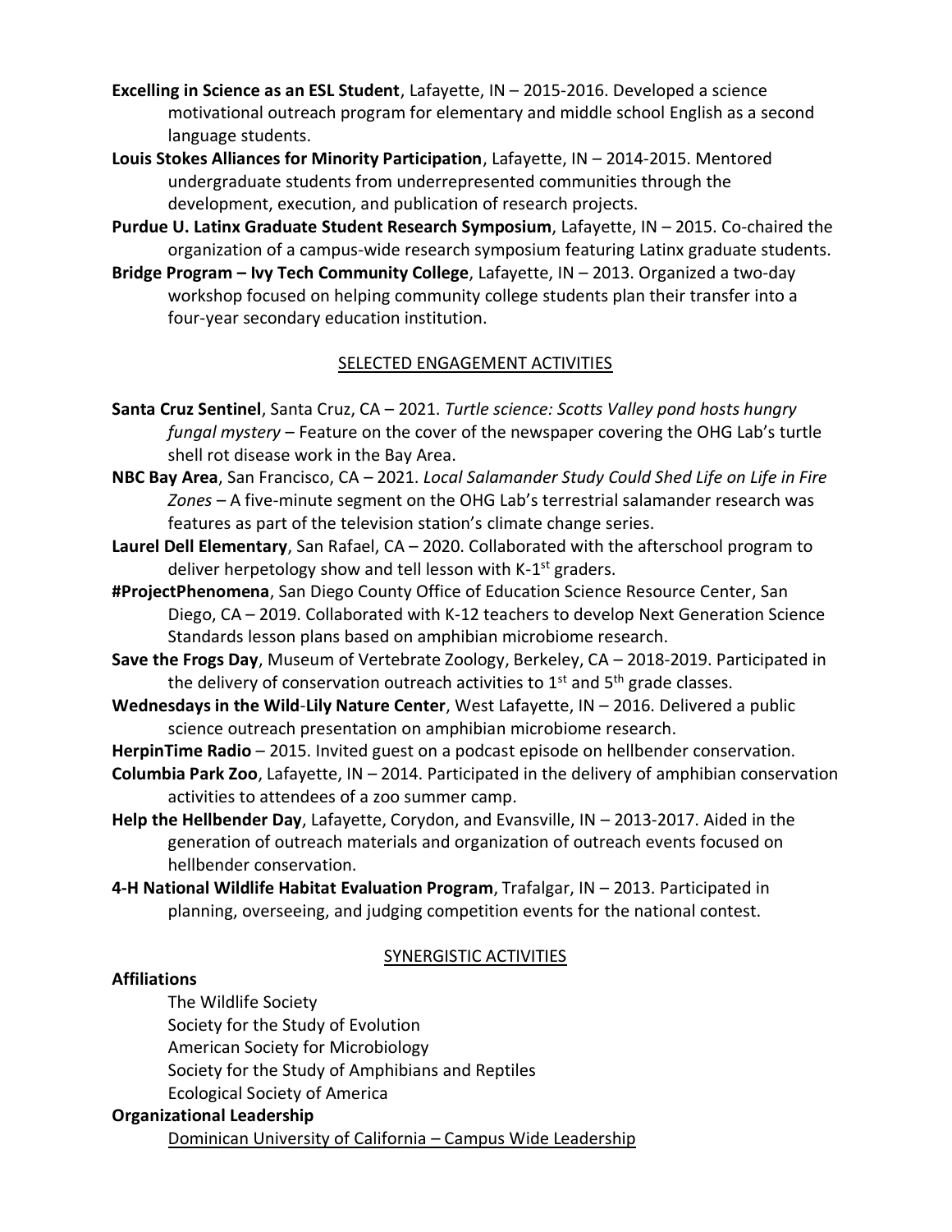**Excelling in Science as an ESL Student**, Lafayette, IN – 2015-2016. Developed a science motivational outreach program for elementary and middle school English as a second language students.

**Louis Stokes Alliances for Minority Participation**, Lafayette, IN – 2014-2015. Mentored undergraduate students from underrepresented communities through the development, execution, and publication of research projects.

**Purdue U. Latinx Graduate Student Research Symposium**, Lafayette, IN – 2015. Co-chaired the organization of a campus-wide research symposium featuring Latinx graduate students.

**Bridge Program – Ivy Tech Community College**, Lafayette, IN – 2013. Organized a two-day workshop focused on helping community college students plan their transfer into a four-year secondary education institution.

## SELECTED ENGAGEMENT ACTIVITIES

**Santa Cruz Sentinel**, Santa Cruz, CA – 2021. *Turtle science: Scotts Valley pond hosts hungry fungal mystery* – Feature on the cover of the newspaper covering the OHG Lab's turtle shell rot disease work in the Bay Area.

**NBC Bay Area**, San Francisco, CA – 2021. *Local Salamander Study Could Shed Life on Life in Fire Zones* – A five-minute segment on the OHG Lab's terrestrial salamander research was features as part of the television station's climate change series.

**Laurel Dell Elementary**, San Rafael, CA – 2020. Collaborated with the afterschool program to deliver herpetology show and tell lesson with K-1st graders.

**#ProjectPhenomena**, San Diego County Office of Education Science Resource Center, San Diego, CA – 2019. Collaborated with K-12 teachers to develop Next Generation Science Standards lesson plans based on amphibian microbiome research.

**Save the Frogs Day**, Museum of Vertebrate Zoology, Berkeley, CA – 2018-2019. Participated in the delivery of conservation outreach activities to 1st and 5th grade classes.

**Wednesdays in the Wild-Lily Nature Center**, West Lafayette, IN – 2016. Delivered a public science outreach presentation on amphibian microbiome research.

**HerpinTime Radio** – 2015. Invited guest on a podcast episode on hellbender conservation.

**Columbia Park Zoo**, Lafayette, IN – 2014. Participated in the delivery of amphibian conservation activities to attendees of a zoo summer camp.

**Help the Hellbender Day**, Lafayette, Corydon, and Evansville, IN – 2013-2017. Aided in the generation of outreach materials and organization of outreach events focused on hellbender conservation.

**4-H National Wildlife Habitat Evaluation Program**, Trafalgar, IN – 2013. Participated in planning, overseeing, and judging competition events for the national contest.

## SYNERGISTIC ACTIVITIES

**Affiliations**

The Wildlife Society
Society for the Study of Evolution
American Society for Microbiology
Society for the Study of Amphibians and Reptiles
Ecological Society of America

**Organizational Leadership**

Dominican University of California – Campus Wide Leadership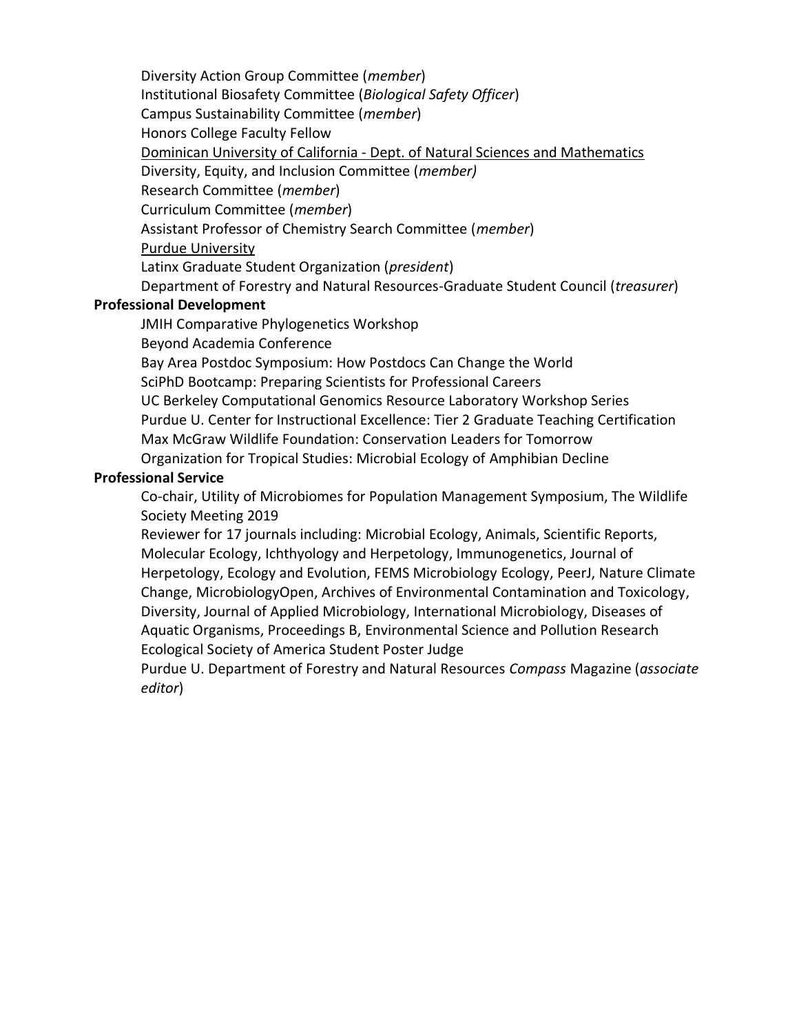Diversity Action Group Committee (*member*)

Institutional Biosafety Committee (*Biological Safety Officer*)

Campus Sustainability Committee (*member*)

Honors College Faculty Fellow

<u>Dominican University of California - Dept. of Natural Sciences and Mathematics</u>

Diversity, Equity, and Inclusion Committee (*member)*

Research Committee (*member*)

Curriculum Committee (*member*)

Assistant Professor of Chemistry Search Committee (*member*)

<u>Purdue University</u>

Latinx Graduate Student Organization (*president*)

Department of Forestry and Natural Resources-Graduate Student Council (*treasurer*)

**Professional Development**

JMIH Comparative Phylogenetics Workshop

Beyond Academia Conference

Bay Area Postdoc Symposium: How Postdocs Can Change the World

SciPhD Bootcamp: Preparing Scientists for Professional Careers

UC Berkeley Computational Genomics Resource Laboratory Workshop Series

Purdue U. Center for Instructional Excellence: Tier 2 Graduate Teaching Certification

Max McGraw Wildlife Foundation: Conservation Leaders for Tomorrow

Organization for Tropical Studies: Microbial Ecology of Amphibian Decline

**Professional Service**

Co-chair, Utility of Microbiomes for Population Management Symposium, The Wildlife Society Meeting 2019

Reviewer for 17 journals including: Microbial Ecology, Animals, Scientific Reports, Molecular Ecology, Ichthyology and Herpetology, Immunogenetics, Journal of Herpetology, Ecology and Evolution, FEMS Microbiology Ecology, PeerJ, Nature Climate Change, MicrobiologyOpen, Archives of Environmental Contamination and Toxicology, Diversity, Journal of Applied Microbiology, International Microbiology, Diseases of Aquatic Organisms, Proceedings B, Environmental Science and Pollution Research

Ecological Society of America Student Poster Judge

Purdue U. Department of Forestry and Natural Resources *Compass* Magazine (*associate editor*)